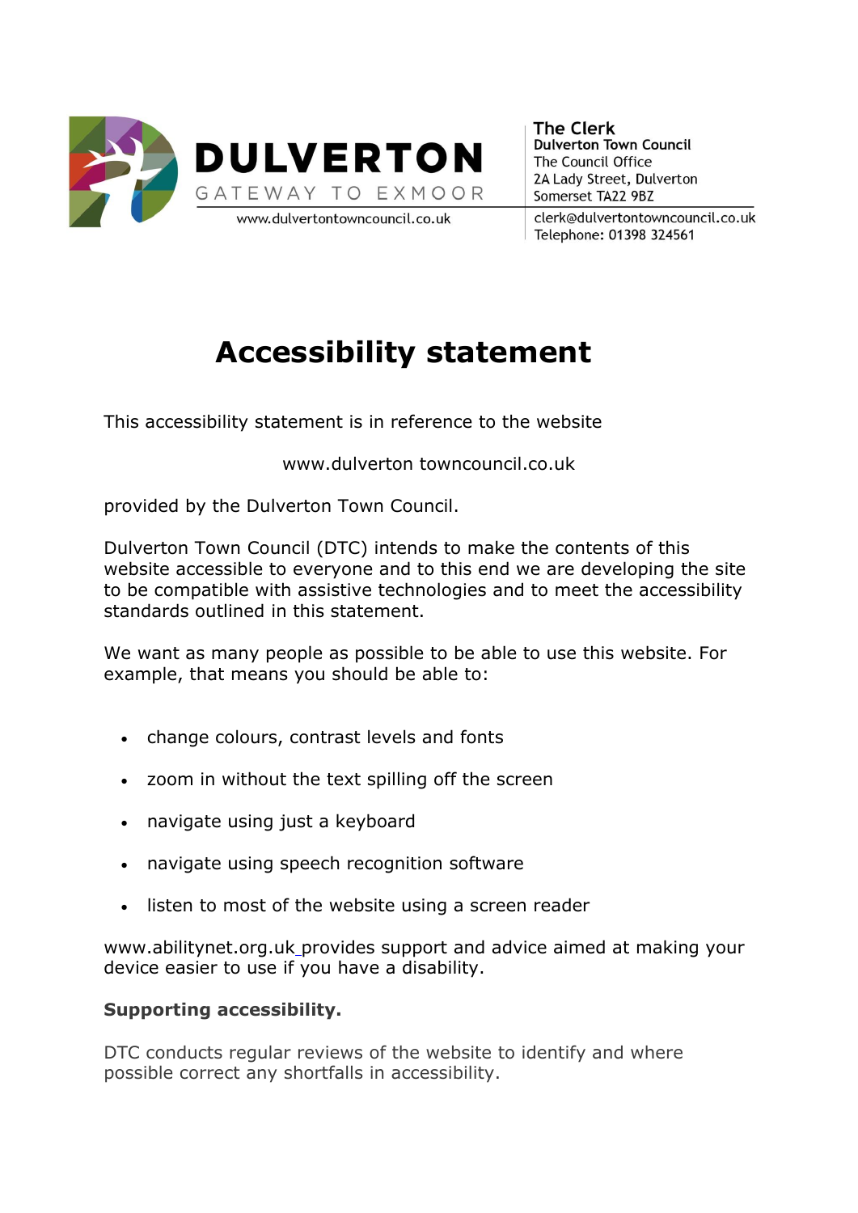**DULVERTON**
GATEWAY TO EXMOOR
www.dulvertontowncouncil.co.uk

**The Clerk**
**Dulverton Town Council**
The Council Office
2A Lady Street, Dulverton
Somerset TA22 9BZ
clerk@dulvertontowncouncil.co.uk
Telephone: 01398 324561

# Accessibility statement

This accessibility statement is in reference to the website

www.dulverton towncouncil.co.uk

provided by the Dulverton Town Council.

Dulverton Town Council (DTC) intends to make the contents of this website accessible to everyone and to this end we are developing the site to be compatible with assistive technologies and to meet the accessibility standards outlined in this statement.

We want as many people as possible to be able to use this website. For example, that means you should be able to:

- change colours, contrast levels and fonts
- zoom in without the text spilling off the screen
- navigate using just a keyboard
- navigate using speech recognition software
- listen to most of the website using a screen reader

www.abilitynet.org.uk provides support and advice aimed at making your device easier to use if you have a disability.

**Supporting accessibility.**

DTC conducts regular reviews of the website to identify and where possible correct any shortfalls in accessibility.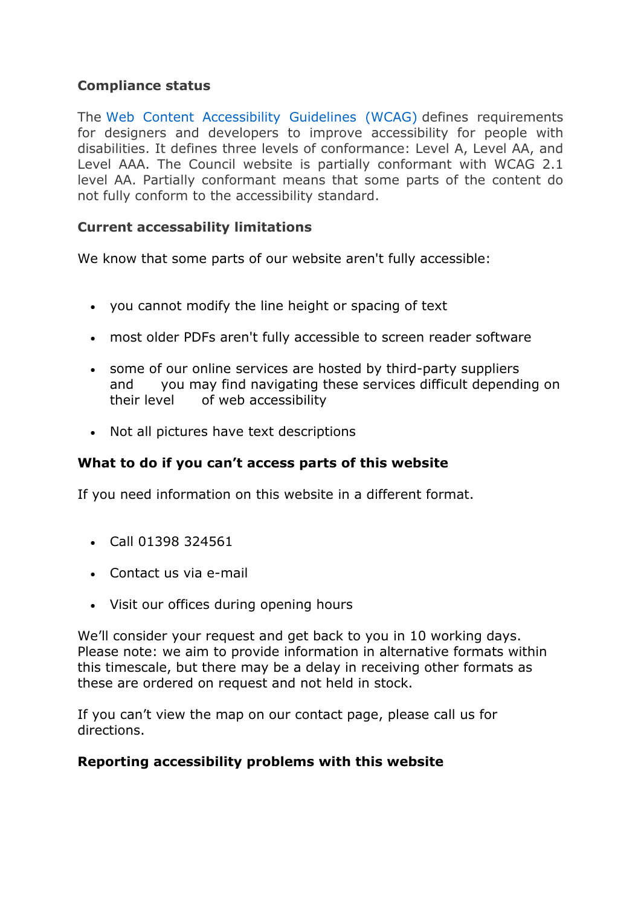**Compliance status**

The [Web Content Accessibility Guidelines (WCAG)](https://www.w3.org/WAI/standards-guidelines/wcag/) defines requirements for designers and developers to improve accessibility for people with disabilities. It defines three levels of conformance: Level A, Level AA, and Level AAA. The Council website is partially conformant with WCAG 2.1 level AA. Partially conformant means that some parts of the content do not fully conform to the accessibility standard.

**Current accessability limitations**

We know that some parts of our website aren't fully accessible:

- you cannot modify the line height or spacing of text
- most older PDFs aren't fully accessible to screen reader software
- some of our online services are hosted by third-party suppliers and you may find navigating these services difficult depending on their level of web accessibility
- Not all pictures have text descriptions

**What to do if you can't access parts of this website**

If you need information on this website in a different format.

- Call 01398 324561
- Contact us via e-mail
- Visit our offices during opening hours

We'll consider your request and get back to you in 10 working days. Please note: we aim to provide information in alternative formats within this timescale, but there may be a delay in receiving other formats as these are ordered on request and not held in stock.

If you can't view the map on our contact page, please call us for directions.

**Reporting accessibility problems with this website**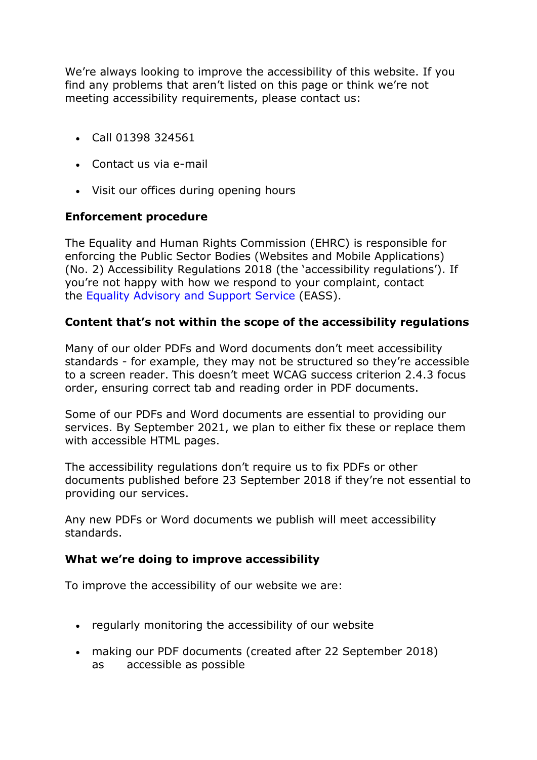We're always looking to improve the accessibility of this website. If you find any problems that aren't listed on this page or think we're not meeting accessibility requirements, please contact us:

- Call 01398 324561
- Contact us via e-mail
- Visit our offices during opening hours

**Enforcement procedure**

The Equality and Human Rights Commission (EHRC) is responsible for enforcing the Public Sector Bodies (Websites and Mobile Applications) (No. 2) Accessibility Regulations 2018 (the 'accessibility regulations'). If you're not happy with how we respond to your complaint, contact the Equality Advisory and Support Service (EASS).

**Content that's not within the scope of the accessibility regulations**

Many of our older PDFs and Word documents don't meet accessibility standards - for example, they may not be structured so they're accessible to a screen reader. This doesn't meet WCAG success criterion 2.4.3 focus order, ensuring correct tab and reading order in PDF documents.

Some of our PDFs and Word documents are essential to providing our services. By September 2021, we plan to either fix these or replace them with accessible HTML pages.

The accessibility regulations don't require us to fix PDFs or other documents published before 23 September 2018 if they're not essential to providing our services.

Any new PDFs or Word documents we publish will meet accessibility standards.

**What we're doing to improve accessibility**

To improve the accessibility of our website we are:

- regularly monitoring the accessibility of our website
- making our PDF documents (created after 22 September 2018) as accessible as possible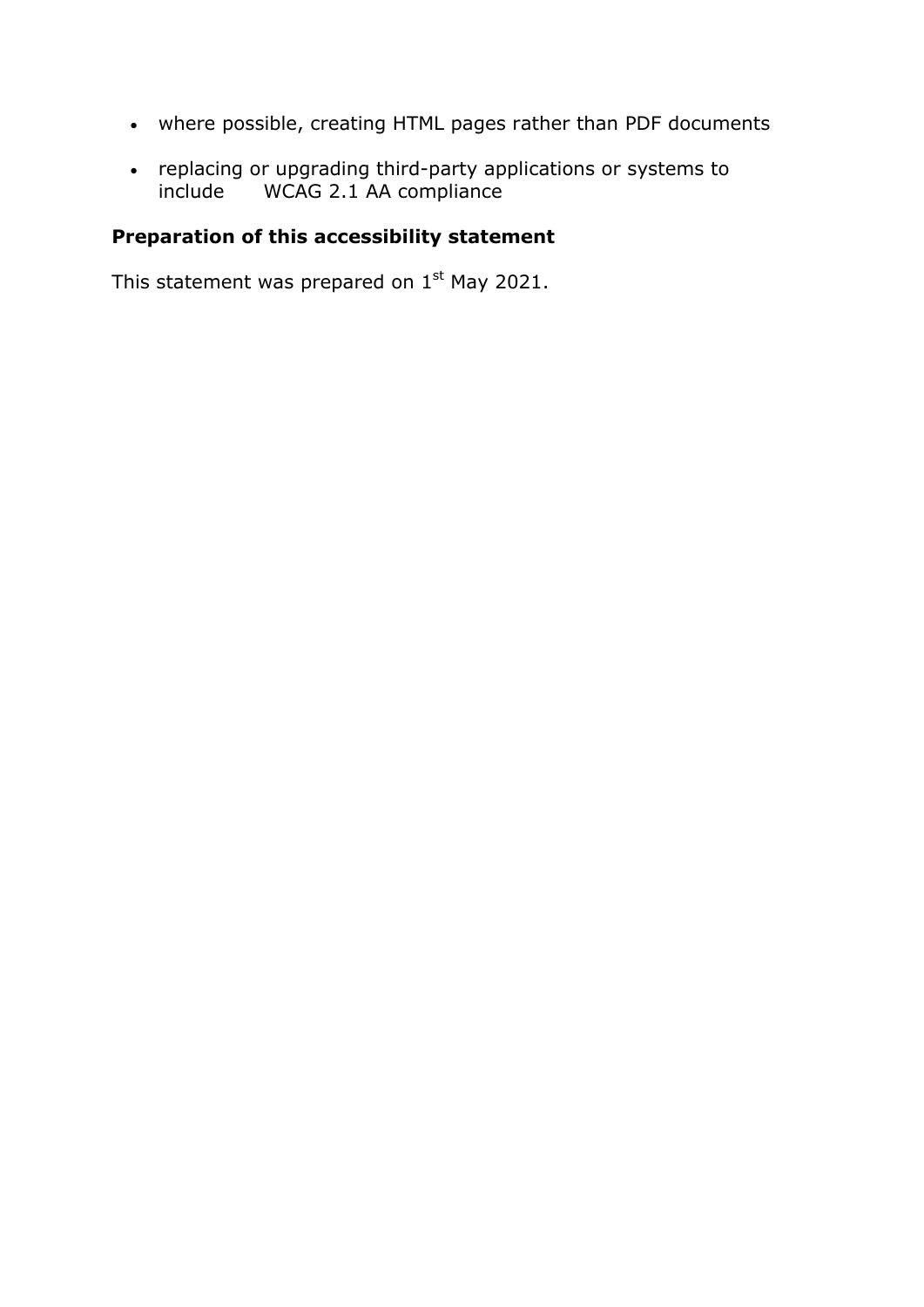- where possible, creating HTML pages rather than PDF documents
- replacing or upgrading third-party applications or systems to include WCAG 2.1 AA compliance

### Preparation of this accessibility statement

This statement was prepared on 1st May 2021.